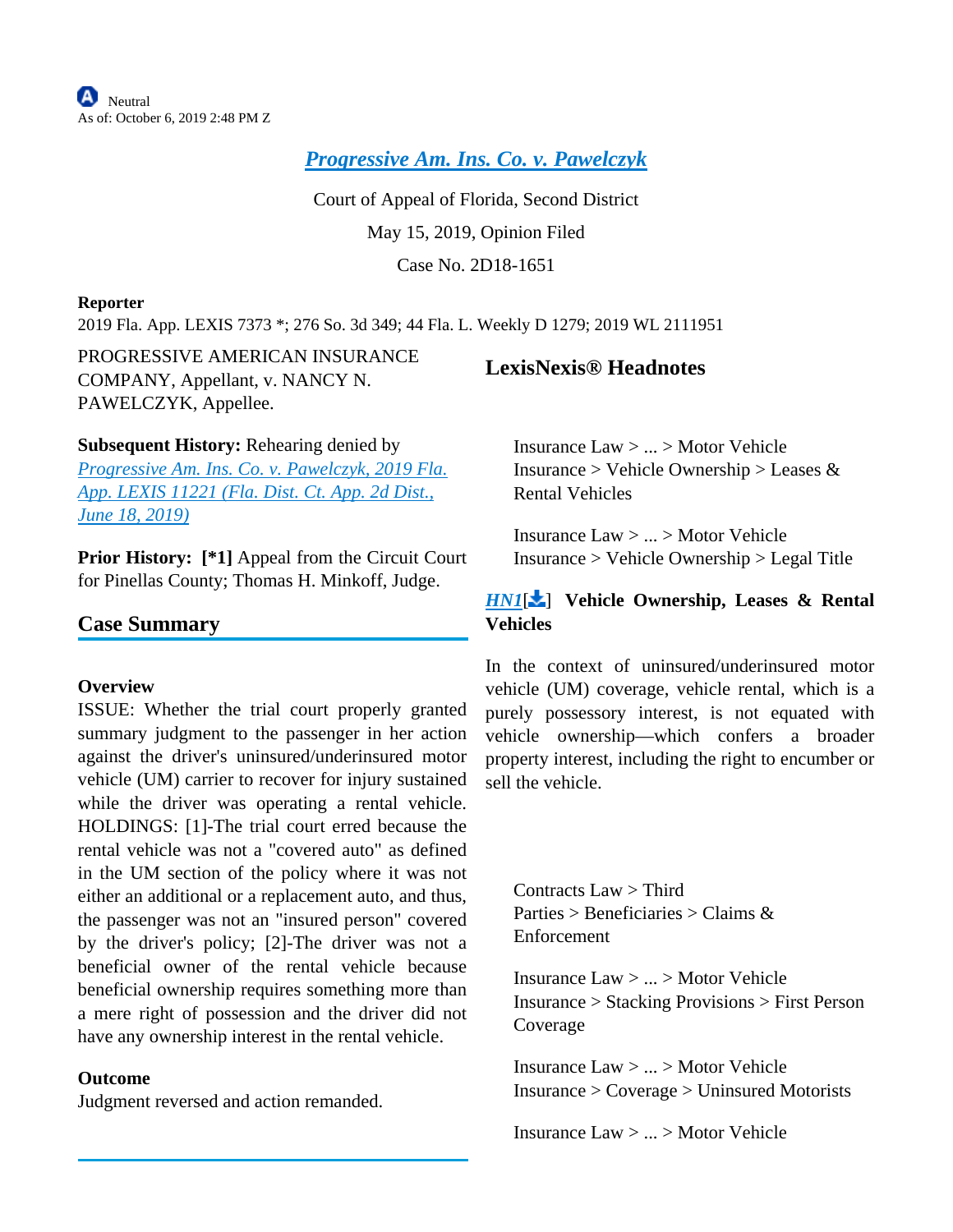Neutral
As of: October 6, 2019 2:48 PM Z

# Progressive Am. Ins. Co. v. Pawelczyk

Court of Appeal of Florida, Second District

May 15, 2019, Opinion Filed

Case No. 2D18-1651

**Reporter**

2019 Fla. App. LEXIS 7373 *; 276 So. 3d 349; 44 Fla. L. Weekly D 1279; 2019 WL 2111951

PROGRESSIVE AMERICAN INSURANCE COMPANY, Appellant, v. NANCY N. PAWELCZYK, Appellee.

**Subsequent History:** Rehearing denied by *Progressive Am. Ins. Co. v. Pawelczyk, 2019 Fla. App. LEXIS 11221 (Fla. Dist. Ct. App. 2d Dist., June 18, 2019)*

**Prior History: [*1]** Appeal from the Circuit Court for Pinellas County; Thomas H. Minkoff, Judge.

## Case Summary

**Overview**

ISSUE: Whether the trial court properly granted summary judgment to the passenger in her action against the driver's uninsured/underinsured motor vehicle (UM) carrier to recover for injury sustained while the driver was operating a rental vehicle. HOLDINGS: [1]-The trial court erred because the rental vehicle was not a "covered auto" as defined in the UM section of the policy where it was not either an additional or a replacement auto, and thus, the passenger was not an "insured person" covered by the driver's policy; [2]-The driver was not a beneficial owner of the rental vehicle because beneficial ownership requires something more than a mere right of possession and the driver did not have any ownership interest in the rental vehicle.

**Outcome**

Judgment reversed and action remanded.

## LexisNexis® Headnotes

Insurance Law > ... > Motor Vehicle Insurance > Vehicle Ownership > Leases & Rental Vehicles

Insurance Law > ... > Motor Vehicle Insurance > Vehicle Ownership > Legal Title

***HN1***[ ] **Vehicle Ownership, Leases & Rental Vehicles**

In the context of uninsured/underinsured motor vehicle (UM) coverage, vehicle rental, which is a purely possessory interest, is not equated with vehicle ownership—which confers a broader property interest, including the right to encumber or sell the vehicle.

Contracts Law > Third Parties > Beneficiaries > Claims & Enforcement

Insurance Law > ... > Motor Vehicle Insurance > Stacking Provisions > First Person Coverage

Insurance Law > ... > Motor Vehicle Insurance > Coverage > Uninsured Motorists

Insurance Law > ... > Motor Vehicle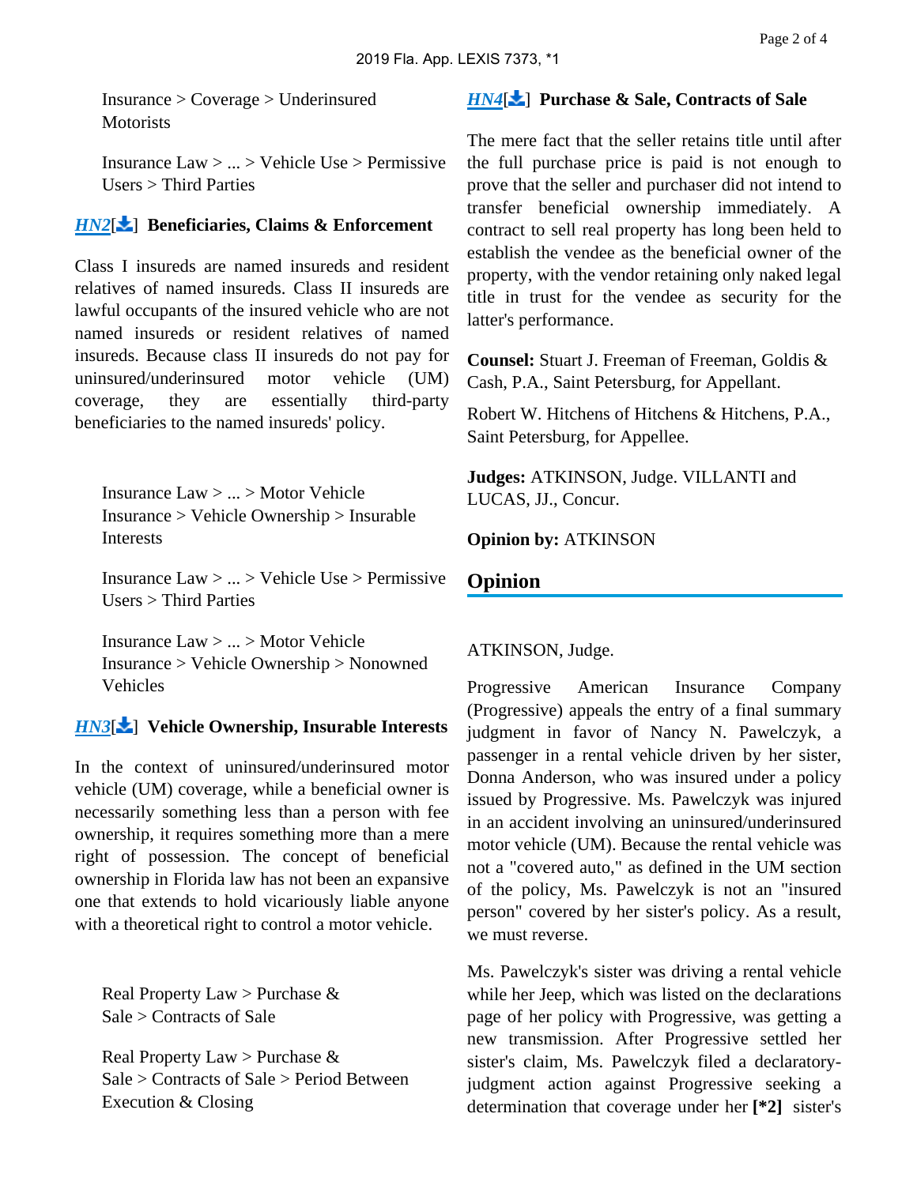Insurance > Coverage > Underinsured Motorists

Insurance Law > ... > Vehicle Use > Permissive Users > Third Parties

***HN2***[] **Beneficiaries, Claims & Enforcement**

Class I insureds are named insureds and resident relatives of named insureds. Class II insureds are lawful occupants of the insured vehicle who are not named insureds or resident relatives of named insureds. Because class II insureds do not pay for uninsured/underinsured motor vehicle (UM) coverage, they are essentially third-party beneficiaries to the named insureds' policy.

Insurance Law > ... > Motor Vehicle Insurance > Vehicle Ownership > Insurable Interests

Insurance Law > ... > Vehicle Use > Permissive Users > Third Parties

Insurance Law > ... > Motor Vehicle Insurance > Vehicle Ownership > Nonowned Vehicles

***HN3***[] **Vehicle Ownership, Insurable Interests**

In the context of uninsured/underinsured motor vehicle (UM) coverage, while a beneficial owner is necessarily something less than a person with fee ownership, it requires something more than a mere right of possession. The concept of beneficial ownership in Florida law has not been an expansive one that extends to hold vicariously liable anyone with a theoretical right to control a motor vehicle.

Real Property Law > Purchase & Sale > Contracts of Sale

Real Property Law > Purchase & Sale > Contracts of Sale > Period Between Execution & Closing

***HN4***[] **Purchase & Sale, Contracts of Sale**

The mere fact that the seller retains title until after the full purchase price is paid is not enough to prove that the seller and purchaser did not intend to transfer beneficial ownership immediately. A contract to sell real property has long been held to establish the vendee as the beneficial owner of the property, with the vendor retaining only naked legal title in trust for the vendee as security for the latter's performance.

**Counsel:** Stuart J. Freeman of Freeman, Goldis & Cash, P.A., Saint Petersburg, for Appellant.

Robert W. Hitchens of Hitchens & Hitchens, P.A., Saint Petersburg, for Appellee.

**Judges:** ATKINSON, Judge. VILLANTI and LUCAS, JJ., Concur.

**Opinion by:** ATKINSON

## Opinion

ATKINSON, Judge.

Progressive American Insurance Company (Progressive) appeals the entry of a final summary judgment in favor of Nancy N. Pawelczyk, a passenger in a rental vehicle driven by her sister, Donna Anderson, who was insured under a policy issued by Progressive. Ms. Pawelczyk was injured in an accident involving an uninsured/underinsured motor vehicle (UM). Because the rental vehicle was not a "covered auto," as defined in the UM section of the policy, Ms. Pawelczyk is not an "insured person" covered by her sister's policy. As a result, we must reverse.

Ms. Pawelczyk's sister was driving a rental vehicle while her Jeep, which was listed on the declarations page of her policy with Progressive, was getting a new transmission. After Progressive settled her sister's claim, Ms. Pawelczyk filed a declaratory-judgment action against Progressive seeking a determination that coverage under her **[*2]** sister's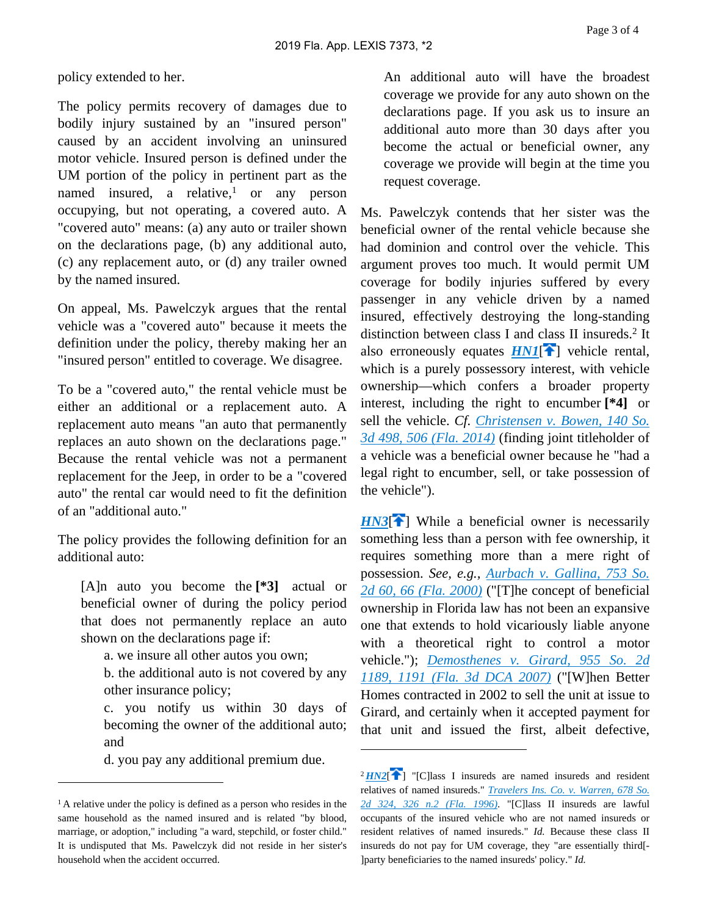policy extended to her.

The policy permits recovery of damages due to bodily injury sustained by an "insured person" caused by an accident involving an uninsured motor vehicle. Insured person is defined under the UM portion of the policy in pertinent part as the named insured, a relative,[1] or any person occupying, but not operating, a covered auto. A "covered auto" means: (a) any auto or trailer shown on the declarations page, (b) any additional auto, (c) any replacement auto, or (d) any trailer owned by the named insured.

On appeal, Ms. Pawelczyk argues that the rental vehicle was a "covered auto" because it meets the definition under the policy, thereby making her an "insured person" entitled to coverage. We disagree.

To be a "covered auto," the rental vehicle must be either an additional or a replacement auto. A replacement auto means "an auto that permanently replaces an auto shown on the declarations page." Because the rental vehicle was not a permanent replacement for the Jeep, in order to be a "covered auto" the rental car would need to fit the definition of an "additional auto."

The policy provides the following definition for an additional auto:

> [A]n auto you become the **[*3]** actual or beneficial owner of during the policy period that does not permanently replace an auto shown on the declarations page if:
>
> a. we insure all other autos you own;
>
> b. the additional auto is not covered by any other insurance policy;
>
> c. you notify us within 30 days of becoming the owner of the additional auto; and
>
> d. you pay any additional premium due.
>
> An additional auto will have the broadest coverage we provide for any auto shown on the declarations page. If you ask us to insure an additional auto more than 30 days after you become the actual or beneficial owner, any coverage we provide will begin at the time you request coverage.

Ms. Pawelczyk contends that her sister was the beneficial owner of the rental vehicle because she had dominion and control over the vehicle. This argument proves too much. It would permit UM coverage for bodily injuries suffered by every passenger in any vehicle driven by a named insured, effectively destroying the long-standing distinction between class I and class II insureds.[2] It also erroneously equates ***HN1***[] vehicle rental, which is a purely possessory interest, with vehicle ownership—which confers a broader property interest, including the right to encumber **[*4]** or sell the vehicle. *Cf.* *Christensen v. Bowen, 140 So. 3d 498, 506 (Fla. 2014)* (finding joint titleholder of a vehicle was a beneficial owner because he "had a legal right to encumber, sell, or take possession of the vehicle").

***HN3***[] While a beneficial owner is necessarily something less than a person with fee ownership, it requires something more than a mere right of possession. *See, e.g.*, *Aurbach v. Gallina, 753 So. 2d 60, 66 (Fla. 2000)* ("[T]he concept of beneficial ownership in Florida law has not been an expansive one that extends to hold vicariously liable anyone with a theoretical right to control a motor vehicle."); *Demosthenes v. Girard, 955 So. 2d 1189, 1191 (Fla. 3d DCA 2007)* ("[W]hen Better Homes contracted in 2002 to sell the unit at issue to Girard, and certainly when it accepted payment for that unit and issued the first, albeit defective,

---

[1] A relative under the policy is defined as a person who resides in the same household as the named insured and is related "by blood, marriage, or adoption," including "a ward, stepchild, or foster child." It is undisputed that Ms. Pawelczyk did not reside in her sister's household when the accident occurred.

[2] ***HN2***[] "[C]lass I insureds are named insureds and resident relatives of named insureds." *Travelers Ins. Co. v. Warren, 678 So. 2d 324, 326 n.2 (Fla. 1996)*. "[C]lass II insureds are lawful occupants of the insured vehicle who are not named insureds or resident relatives of named insureds." *Id.* Because these class II insureds do not pay for UM coverage, they "are essentially third[-]party beneficiaries to the named insureds' policy." *Id.*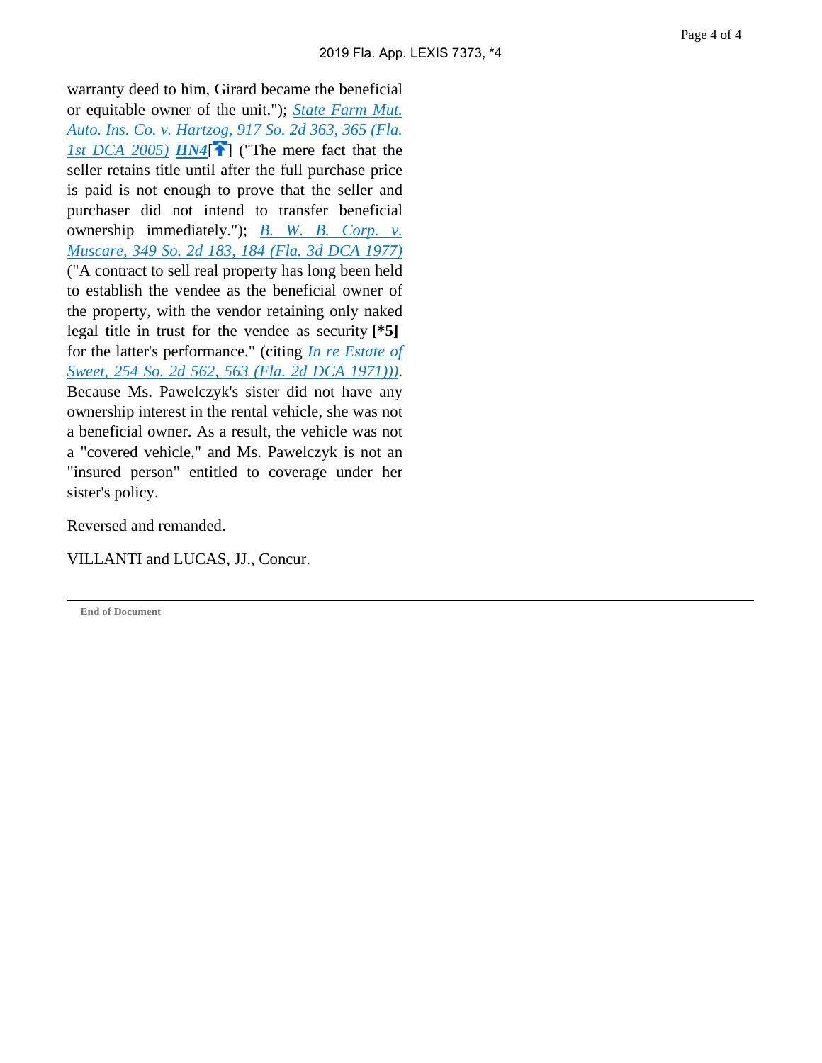warranty deed to him, Girard became the beneficial or equitable owner of the unit."); *State Farm Mut. Auto. Ins. Co. v. Hartzog, 917 So. 2d 363, 365 (Fla. 1st DCA 2005)* **HN4**[] ("The mere fact that the seller retains title until after the full purchase price is paid is not enough to prove that the seller and purchaser did not intend to transfer beneficial ownership immediately."); *B. W. B. Corp. v. Muscare, 349 So. 2d 183, 184 (Fla. 3d DCA 1977)* ("A contract to sell real property has long been held to establish the vendee as the beneficial owner of the property, with the vendor retaining only naked legal title in trust for the vendee as security **[*5]** for the latter's performance." (citing *In re Estate of Sweet, 254 So. 2d 562, 563 (Fla. 2d DCA 1971))*). Because Ms. Pawelczyk's sister did not have any ownership interest in the rental vehicle, she was not a beneficial owner. As a result, the vehicle was not a "covered vehicle," and Ms. Pawelczyk is not an "insured person" entitled to coverage under her sister's policy.

Reversed and remanded.

VILLANTI and LUCAS, JJ., Concur.

**End of Document**